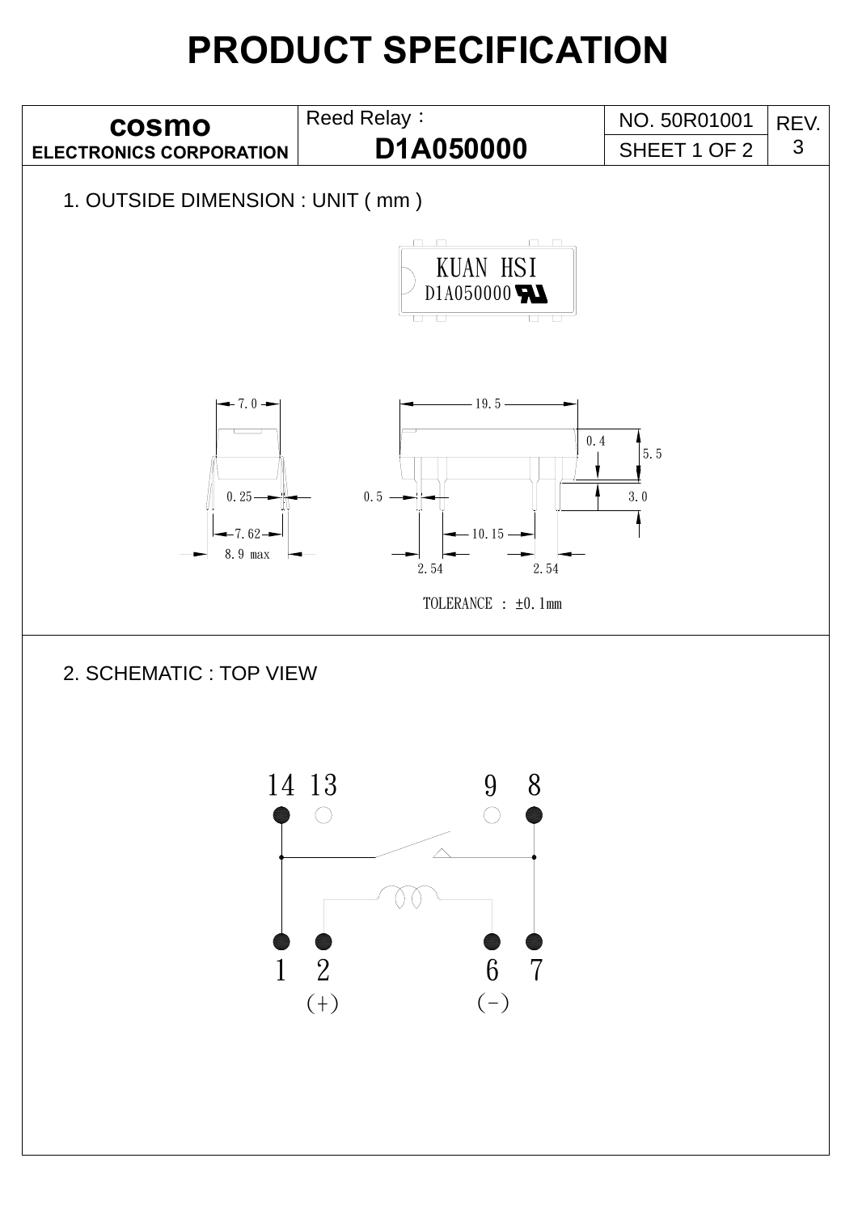# PRODUCT SPECIFICATION

| cosmo ELECTRONICS CORPORATION | Reed Relay： **D1A050000** | NO. 50R01001 | REV. 3 |
|---|---|---|---|
| | | SHEET 1 OF 2 | |

1. OUTSIDE DIMENSION : UNIT ( mm )

KUAN HSI
D1A050000

7.0
0.25
7.62
8.9 max

19.5
0.4
5.5
0.5
3.0
10.15
2.54
2.54

TOLERANCE : ±0.1mm

2. SCHEMATIC : TOP VIEW

14 13 9 8

1 2 6 7

(+) (−)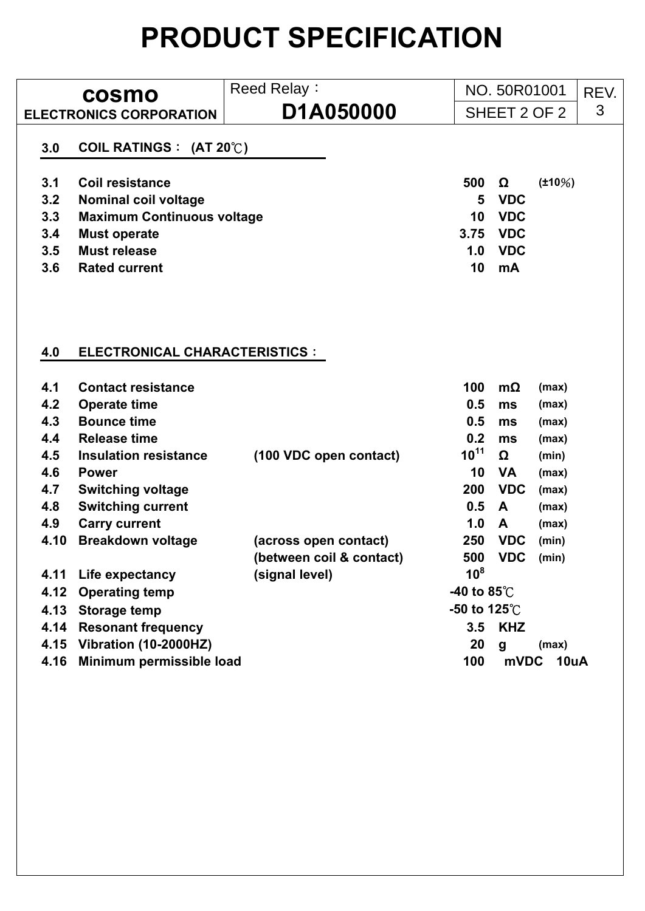# PRODUCT SPECIFICATION

| cosmo ELECTRONICS CORPORATION | Reed Relay： D1A050000 | NO. 50R01001 SHEET 2 OF 2 | REV. 3 |
|---|---|---|---|

## 3.0 COIL RATINGS： (AT 20℃)

| | | | | | |
|---|---|---|---|---|---|
| 3.1 | Coil resistance | | 500 | Ω | (±10%) |
| 3.2 | Nominal coil voltage | | 5 | VDC | |
| 3.3 | Maximum Continuous voltage | | 10 | VDC | |
| 3.4 | Must operate | | 3.75 | VDC | |
| 3.5 | Must release | | 1.0 | VDC | |
| 3.6 | Rated current | | 10 | mA | |

## 4.0 ELECTRONICAL CHARACTERISTICS：

| | | | | | |
|---|---|---|---|---|---|
| 4.1 | Contact resistance | | 100 | mΩ | (max) |
| 4.2 | Operate time | | 0.5 | ms | (max) |
| 4.3 | Bounce time | | 0.5 | ms | (max) |
| 4.4 | Release time | | 0.2 | ms | (max) |
| 4.5 | Insulation resistance | (100 VDC open contact) | $10^{11}$ | Ω | (min) |
| 4.6 | Power | | 10 | VA | (max) |
| 4.7 | Switching voltage | | 200 | VDC | (max) |
| 4.8 | Switching current | | 0.5 | A | (max) |
| 4.9 | Carry current | | 1.0 | A | (max) |
| 4.10 | Breakdown voltage | (across open contact) | 250 | VDC | (min) |
| | | (between coil & contact) | 500 | VDC | (min) |
| 4.11 | Life expectancy | (signal level) | $10^{8}$ | | |
| 4.12 | Operating temp | | -40 to 85℃ | | |
| 4.13 | Storage temp | | -50 to 125℃ | | |
| 4.14 | Resonant frequency | | 3.5 | KHZ | |
| 4.15 | Vibration (10-2000HZ) | | 20 | g | (max) |
| 4.16 | Minimum permissible load | | 100 | mVDC | 10uA |